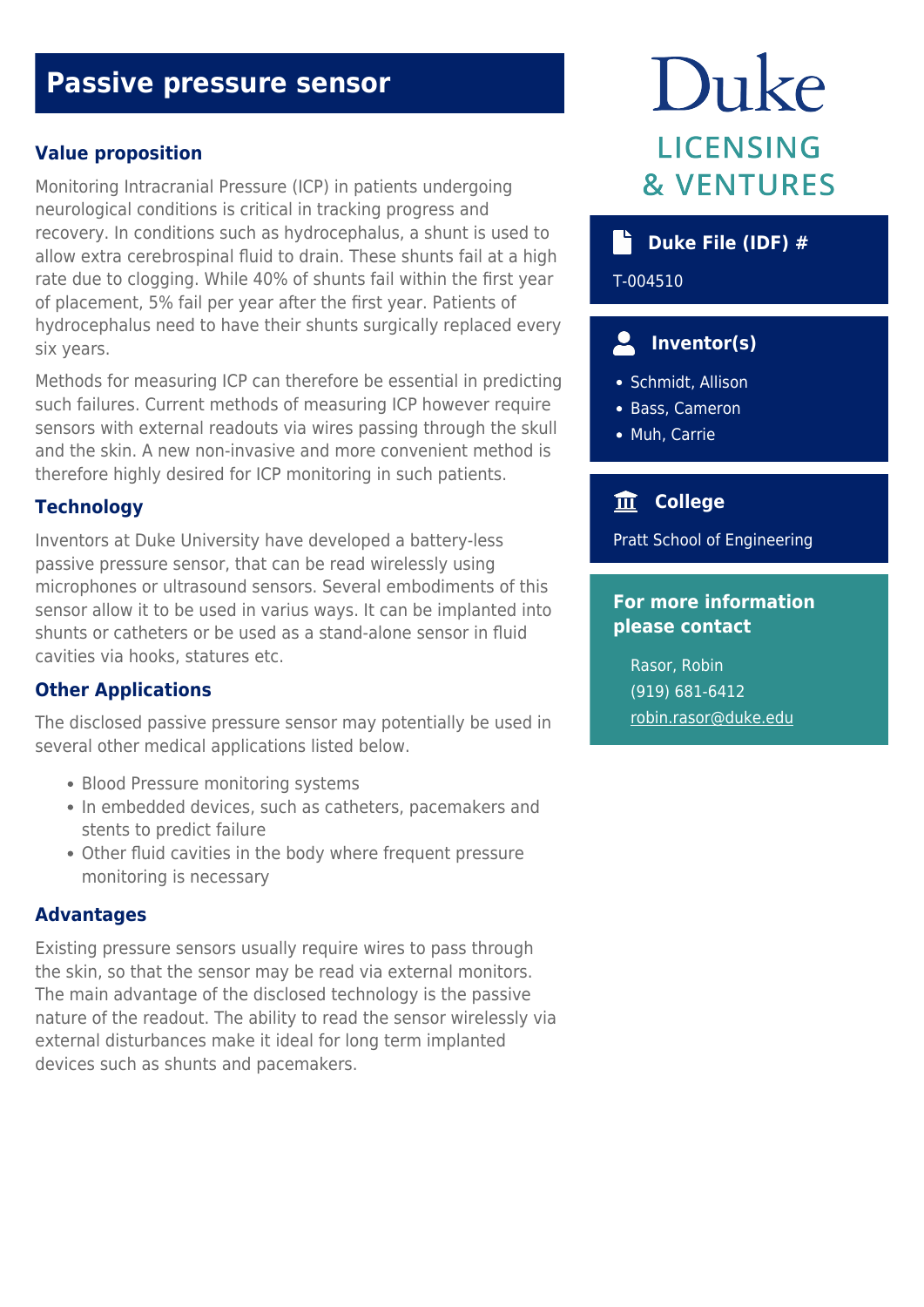# Passive pressure sensor

## Value proposition

Monitoring Intracranial Pressure (ICP) in patients undergoing neurological conditions is critical in tracking progress and recovery. In conditions such as hydrocephalus, a shunt is used to allow extra cerebrospinal fluid to drain. These shunts fail at a high rate due to clogging. While 40% of shunts fail within the first year of placement, 5% fail per year after the first year. Patients of hydrocephalus need to have their shunts surgically replaced every six years.

Methods for measuring ICP can therefore be essential in predicting such failures. Current methods of measuring ICP however require sensors with external readouts via wires passing through the skull and the skin. A new non-invasive and more convenient method is therefore highly desired for ICP monitoring in such patients.

## Technology

Inventors at Duke University have developed a battery-less passive pressure sensor, that can be read wirelessly using microphones or ultrasound sensors. Several embodiments of this sensor allow it to be used in varius ways. It can be implanted into shunts or catheters or be used as a stand-alone sensor in fluid cavities via hooks, statures etc.

## Other Applications

The disclosed passive pressure sensor may potentially be used in several other medical applications listed below.

- Blood Pressure monitoring systems
- In embedded devices, such as catheters, pacemakers and stents to predict failure
- Other fluid cavities in the body where frequent pressure monitoring is necessary

## Advantages

Existing pressure sensors usually require wires to pass through the skin, so that the sensor may be read via external monitors. The main advantage of the disclosed technology is the passive nature of the readout. The ability to read the sensor wirelessly via external disturbances make it ideal for long term implanted devices such as shunts and pacemakers.

Duke LICENSING & VENTURES

### Duke File (IDF) #

T-004510

### Inventor(s)

- Schmidt, Allison
- Bass, Cameron
- Muh, Carrie

### College

Pratt School of Engineering

### For more information please contact

Rasor, Robin
(919) 681-6412
robin.rasor@duke.edu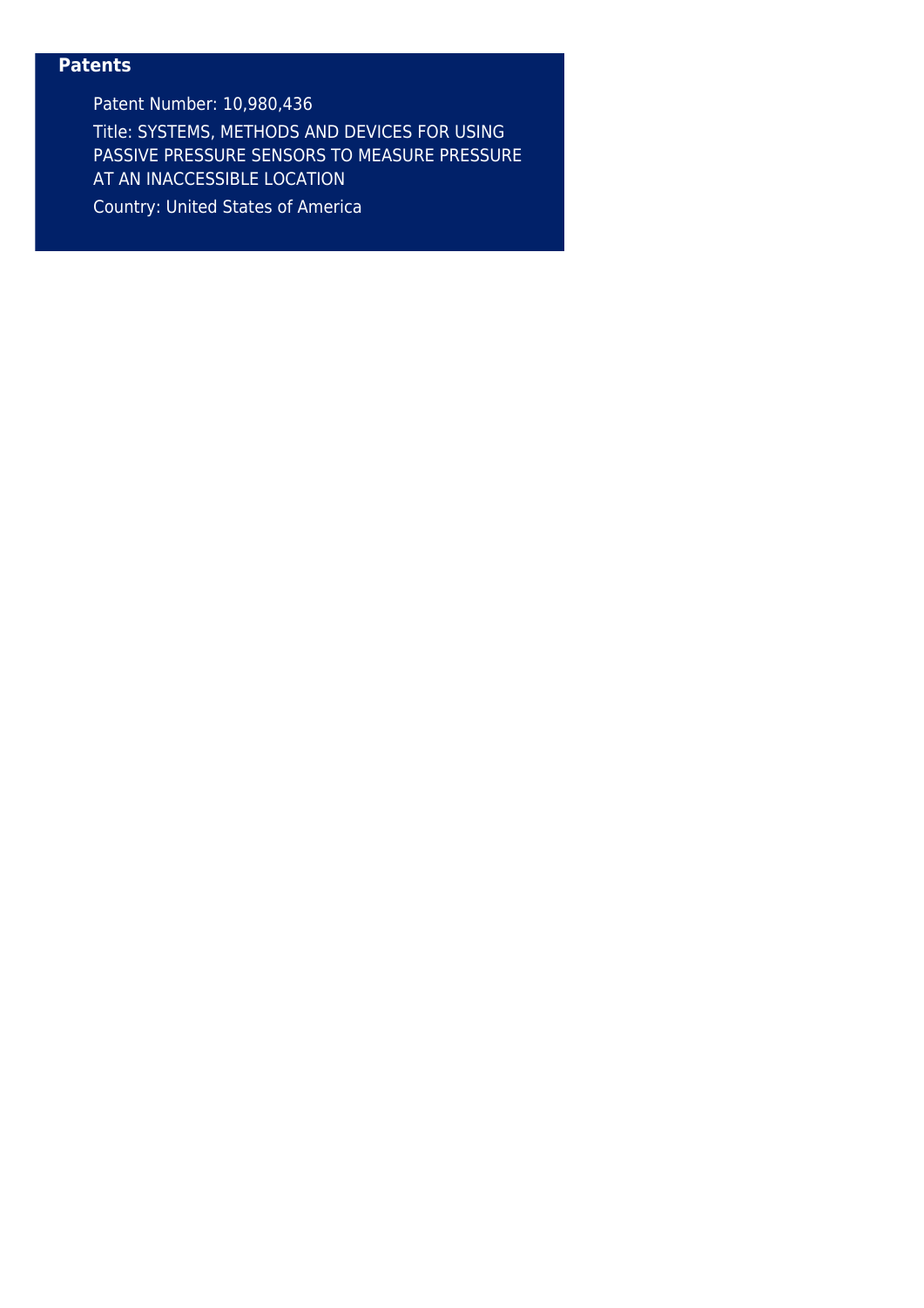## Patents

Patent Number: 10,980,436

Title: SYSTEMS, METHODS AND DEVICES FOR USING PASSIVE PRESSURE SENSORS TO MEASURE PRESSURE AT AN INACCESSIBLE LOCATION

Country: United States of America